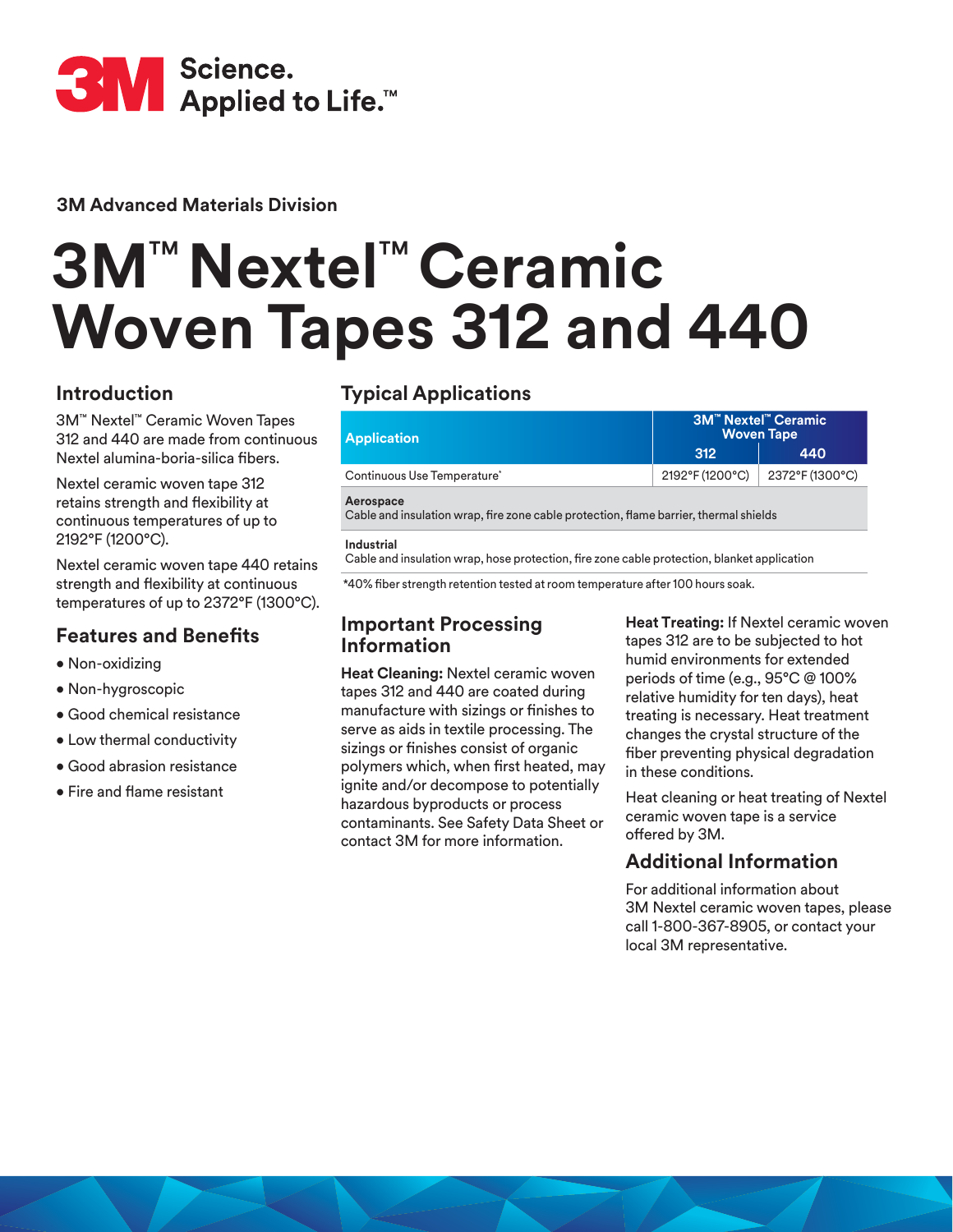3M Science. Applied to Life.™

**3M Advanced Materials Division**

# 3M™ Nextel™ Ceramic Woven Tapes 312 and 440

## Introduction

3M™ Nextel™ Ceramic Woven Tapes 312 and 440 are made from continuous Nextel alumina-boria-silica fibers.

Nextel ceramic woven tape 312 retains strength and flexibility at continuous temperatures of up to 2192°F (1200°C).

Nextel ceramic woven tape 440 retains strength and flexibility at continuous temperatures of up to 2372°F (1300°C).

## Features and Benefits

- Non-oxidizing
- Non-hygroscopic
- Good chemical resistance
- Low thermal conductivity
- Good abrasion resistance
- Fire and flame resistant

## Typical Applications

| Application | 3M™ Nextel™ Ceramic Woven Tape | |
|---|---|---|
| | 312 | 440 |
| Continuous Use Temperature* | 2192°F (1200°C) | 2372°F (1300°C) |
| **Aerospace**<br>Cable and insulation wrap, fire zone cable protection, flame barrier, thermal shields | | |
| **Industrial**<br>Cable and insulation wrap, hose protection, fire zone cable protection, blanket application | | |

*40% fiber strength retention tested at room temperature after 100 hours soak.

## Important Processing Information

**Heat Cleaning:** Nextel ceramic woven tapes 312 and 440 are coated during manufacture with sizings or finishes to serve as aids in textile processing. The sizings or finishes consist of organic polymers which, when first heated, may ignite and/or decompose to potentially hazardous byproducts or process contaminants. See Safety Data Sheet or contact 3M for more information.

**Heat Treating:** If Nextel ceramic woven tapes 312 are to be subjected to hot humid environments for extended periods of time (e.g., 95°C @ 100% relative humidity for ten days), heat treating is necessary. Heat treatment changes the crystal structure of the fiber preventing physical degradation in these conditions.

Heat cleaning or heat treating of Nextel ceramic woven tape is a service offered by 3M.

## Additional Information

For additional information about 3M Nextel ceramic woven tapes, please call 1-800-367-8905, or contact your local 3M representative.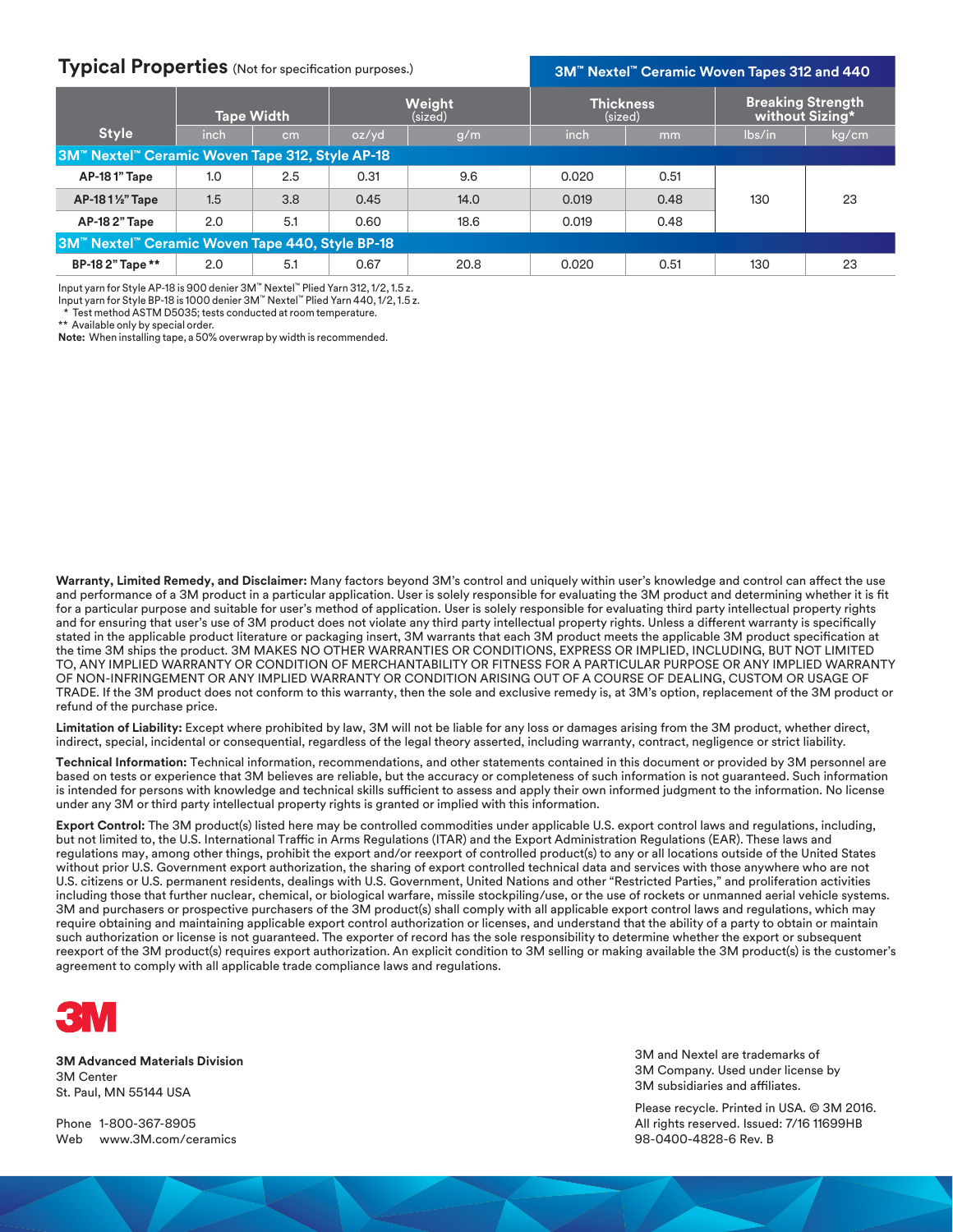## Typical Properties (Not for specification purposes.)

**3M™ Nextel™ Ceramic Woven Tapes 312 and 440**

| Style | Tape Width | | Weight (sized) | | Thickness (sized) | | Breaking Strength without Sizing* | |
|---|---|---|---|---|---|---|---|---|
| | inch | cm | oz/yd | g/m | inch | mm | lbs/in | kg/cm |
| **3M™ Nextel™ Ceramic Woven Tape 312, Style AP-18** | | | | | | | | |
| AP-18 1" Tape | 1.0 | 2.5 | 0.31 | 9.6 | 0.020 | 0.51 | 130 | 23 |
| AP-18 1½" Tape | 1.5 | 3.8 | 0.45 | 14.0 | 0.019 | 0.48 | | |
| AP-18 2" Tape | 2.0 | 5.1 | 0.60 | 18.6 | 0.019 | 0.48 | | |
| **3M™ Nextel™ Ceramic Woven Tape 440, Style BP-18** | | | | | | | | |
| BP-18 2" Tape ** | 2.0 | 5.1 | 0.67 | 20.8 | 0.020 | 0.51 | 130 | 23 |

Input yarn for Style AP-18 is 900 denier 3M™ Nextel™ Plied Yarn 312, 1/2, 1.5 z.
Input yarn for Style BP-18 is 1000 denier 3M™ Nextel™ Plied Yarn 440, 1/2, 1.5 z.
* Test method ASTM D5035; tests conducted at room temperature.
** Available only by special order.
**Note:** When installing tape, a 50% overwrap by width is recommended.

**Warranty, Limited Remedy, and Disclaimer:** Many factors beyond 3M's control and uniquely within user's knowledge and control can affect the use and performance of a 3M product in a particular application. User is solely responsible for evaluating the 3M product and determining whether it is fit for a particular purpose and suitable for user's method of application. User is solely responsible for evaluating third party intellectual property rights and for ensuring that user's use of 3M product does not violate any third party intellectual property rights. Unless a different warranty is specifically stated in the applicable product literature or packaging insert, 3M warrants that each 3M product meets the applicable 3M product specification at the time 3M ships the product. 3M MAKES NO OTHER WARRANTIES OR CONDITIONS, EXPRESS OR IMPLIED, INCLUDING, BUT NOT LIMITED TO, ANY IMPLIED WARRANTY OR CONDITION OF MERCHANTABILITY OR FITNESS FOR A PARTICULAR PURPOSE OR ANY IMPLIED WARRANTY OF NON-INFRINGEMENT OR ANY IMPLIED WARRANTY OR CONDITION ARISING OUT OF A COURSE OF DEALING, CUSTOM OR USAGE OF TRADE. If the 3M product does not conform to this warranty, then the sole and exclusive remedy is, at 3M's option, replacement of the 3M product or refund of the purchase price.

**Limitation of Liability:** Except where prohibited by law, 3M will not be liable for any loss or damages arising from the 3M product, whether direct, indirect, special, incidental or consequential, regardless of the legal theory asserted, including warranty, contract, negligence or strict liability.

**Technical Information:** Technical information, recommendations, and other statements contained in this document or provided by 3M personnel are based on tests or experience that 3M believes are reliable, but the accuracy or completeness of such information is not guaranteed. Such information is intended for persons with knowledge and technical skills sufficient to assess and apply their own informed judgment to the information. No license under any 3M or third party intellectual property rights is granted or implied with this information.

**Export Control:** The 3M product(s) listed here may be controlled commodities under applicable U.S. export control laws and regulations, including, but not limited to, the U.S. International Traffic in Arms Regulations (ITAR) and the Export Administration Regulations (EAR). These laws and regulations may, among other things, prohibit the export and/or reexport of controlled product(s) to any or all locations outside of the United States without prior U.S. Government export authorization, the sharing of export controlled technical data and services with those anywhere who are not U.S. citizens or U.S. permanent residents, dealings with U.S. Government, United Nations and other "Restricted Parties," and proliferation activities including those that further nuclear, chemical, or biological warfare, missile stockpiling/use, or the use of rockets or unmanned aerial vehicle systems. 3M and purchasers or prospective purchasers of the 3M product(s) shall comply with all applicable export control laws and regulations, which may require obtaining and maintaining applicable export control authorization or licenses, and understand that the ability of a party to obtain or maintain such authorization or license is not guaranteed. The exporter of record has the sole responsibility to determine whether the export or subsequent reexport of the 3M product(s) requires export authorization. An explicit condition to 3M selling or making available the 3M product(s) is the customer's agreement to comply with all applicable trade compliance laws and regulations.

3M

**3M Advanced Materials Division**
3M Center
St. Paul, MN 55144 USA

Phone 1-800-367-8905
Web www.3M.com/ceramics

3M and Nextel are trademarks of 3M Company. Used under license by 3M subsidiaries and affiliates.

Please recycle. Printed in USA. © 3M 2016. All rights reserved. Issued: 7/16 11699HB
98-0400-4828-6 Rev. B